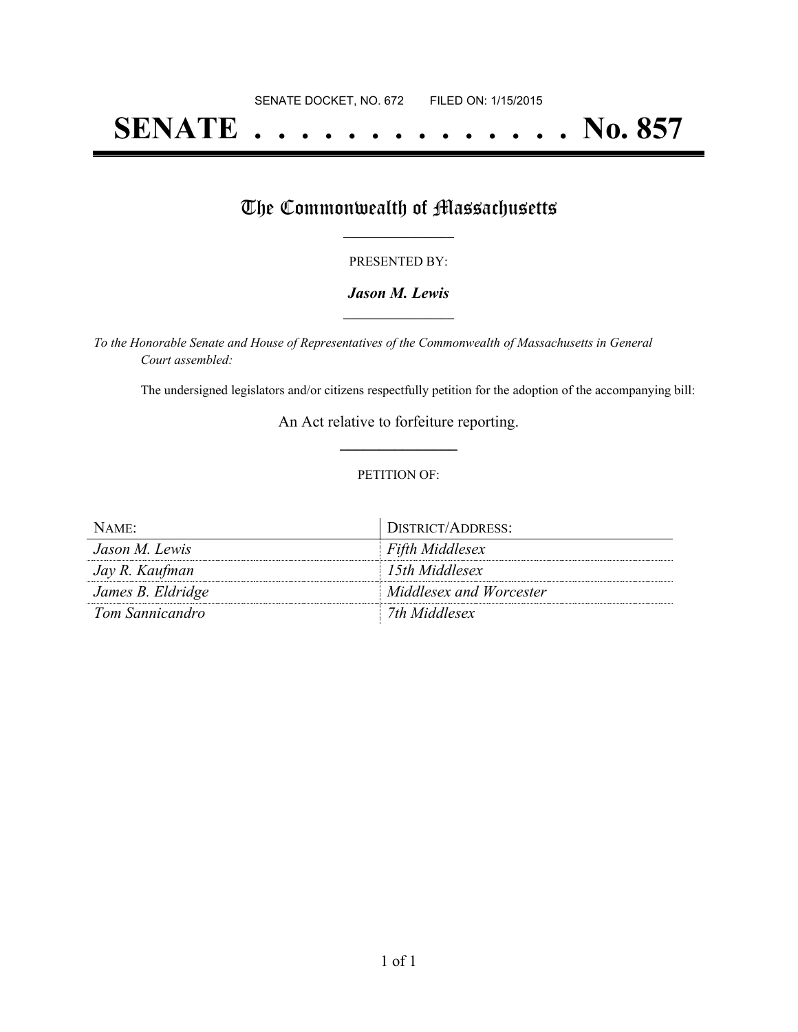SENATE DOCKET, NO. 672        FILED ON: 1/15/2015

# SENATE . . . . . . . . . . . . . . No. 857

## The Commonwealth of Massachusetts

PRESENTED BY:

***Jason M. Lewis***

*To the Honorable Senate and House of Representatives of the Commonwealth of Massachusetts in General Court assembled:*

The undersigned legislators and/or citizens respectfully petition for the adoption of the accompanying bill:

An Act relative to forfeiture reporting.

PETITION OF:

| NAME: | DISTRICT/ADDRESS: |
| --- | --- |
| *Jason M. Lewis* | *Fifth Middlesex* |
| *Jay R. Kaufman* | *15th Middlesex* |
| *James B. Eldridge* | *Middlesex and Worcester* |
| *Tom Sannicandro* | *7th Middlesex* |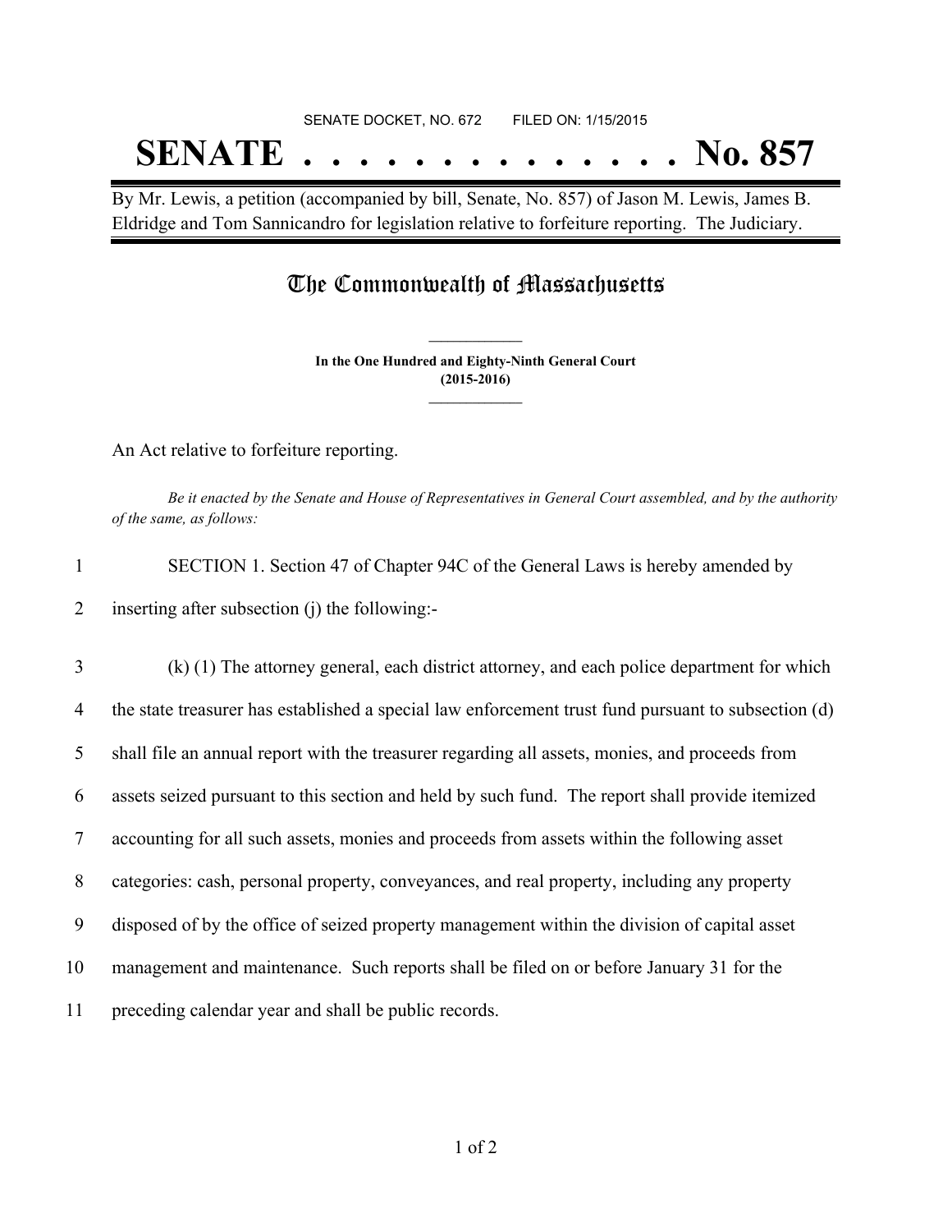SENATE DOCKET, NO. 672 FILED ON: 1/15/2015

# SENATE . . . . . . . . . . . . . . No. 857

By Mr. Lewis, a petition (accompanied by bill, Senate, No. 857) of Jason M. Lewis, James B. Eldridge and Tom Sannicandro for legislation relative to forfeiture reporting. The Judiciary.

## The Commonwealth of Massachusetts

**In the One Hundred and Eighty-Ninth General Court (2015-2016)**

An Act relative to forfeiture reporting.

*Be it enacted by the Senate and House of Representatives in General Court assembled, and by the authority of the same, as follows:*

1 SECTION 1. Section 47 of Chapter 94C of the General Laws is hereby amended by
2 inserting after subsection (j) the following:-

3 (k) (1) The attorney general, each district attorney, and each police department for which
4 the state treasurer has established a special law enforcement trust fund pursuant to subsection (d)
5 shall file an annual report with the treasurer regarding all assets, monies, and proceeds from
6 assets seized pursuant to this section and held by such fund. The report shall provide itemized
7 accounting for all such assets, monies and proceeds from assets within the following asset
8 categories: cash, personal property, conveyances, and real property, including any property
9 disposed of by the office of seized property management within the division of capital asset
10 management and maintenance. Such reports shall be filed on or before January 31 for the
11 preceding calendar year and shall be public records.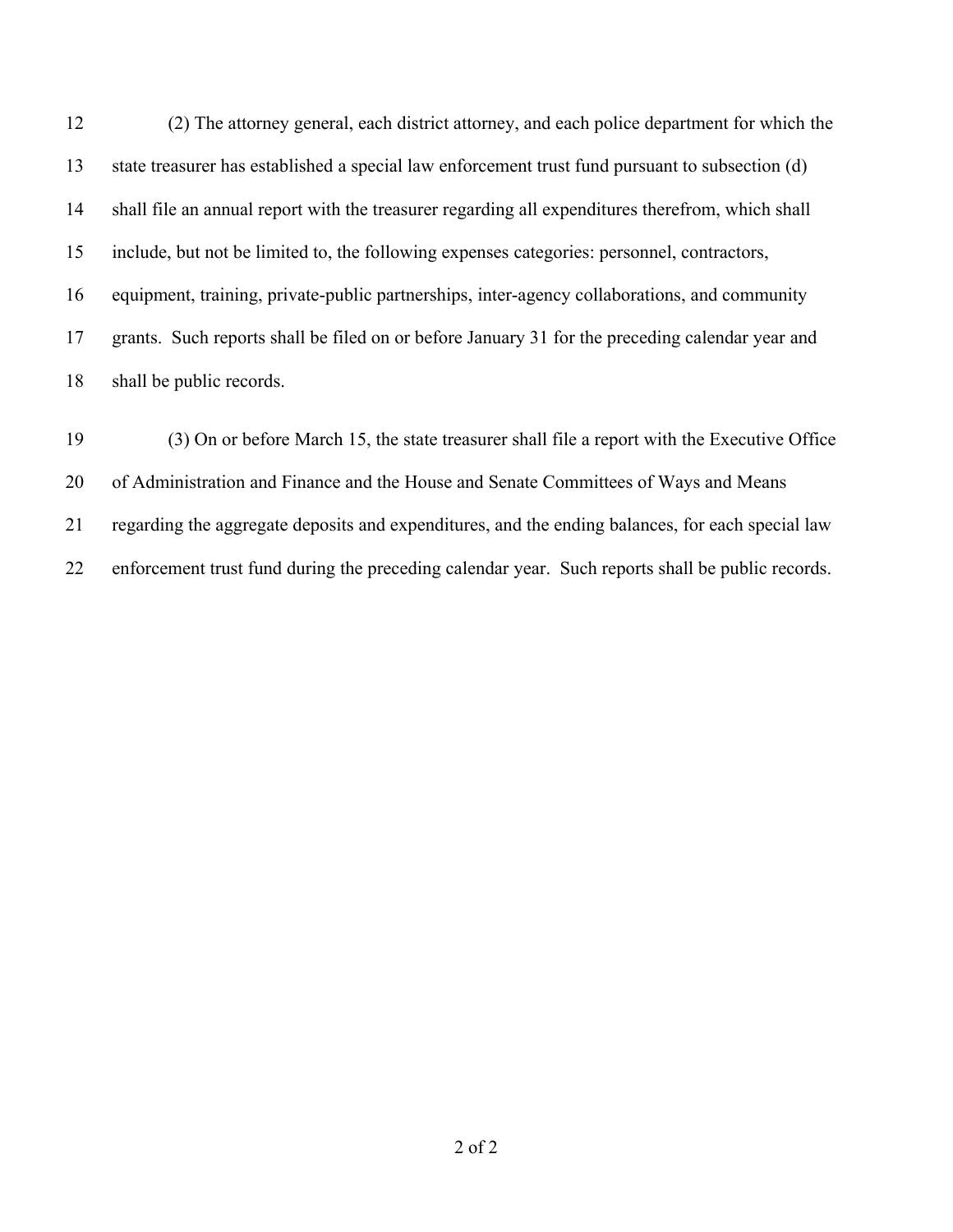(2) The attorney general, each district attorney, and each police department for which the state treasurer has established a special law enforcement trust fund pursuant to subsection (d) shall file an annual report with the treasurer regarding all expenditures therefrom, which shall include, but not be limited to, the following expenses categories: personnel, contractors, equipment, training, private-public partnerships, inter-agency collaborations, and community grants. Such reports shall be filed on or before January 31 for the preceding calendar year and shall be public records.

(3) On or before March 15, the state treasurer shall file a report with the Executive Office of Administration and Finance and the House and Senate Committees of Ways and Means regarding the aggregate deposits and expenditures, and the ending balances, for each special law enforcement trust fund during the preceding calendar year. Such reports shall be public records.